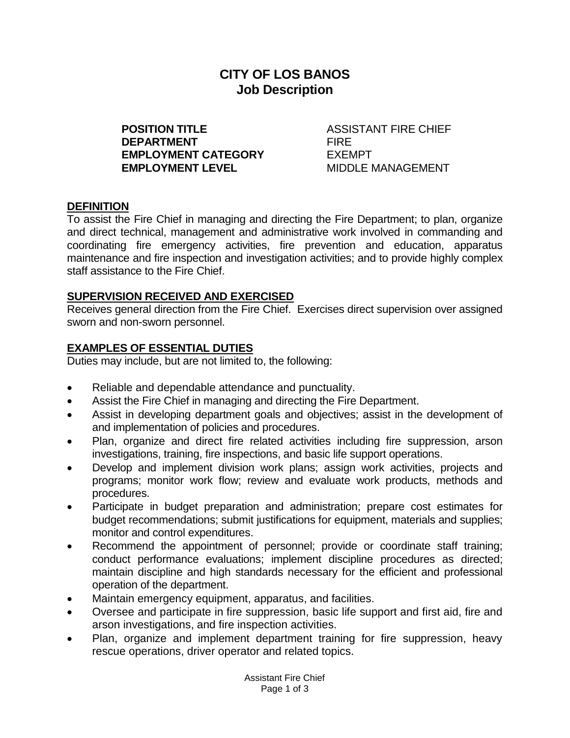# CITY OF LOS BANOS
## Job Description

| | |
|---|---|
| **POSITION TITLE** | ASSISTANT FIRE CHIEF |
| **DEPARTMENT** | FIRE |
| **EMPLOYMENT CATEGORY** | EXEMPT |
| **EMPLOYMENT LEVEL** | MIDDLE MANAGEMENT |

### DEFINITION

To assist the Fire Chief in managing and directing the Fire Department; to plan, organize and direct technical, management and administrative work involved in commanding and coordinating fire emergency activities, fire prevention and education, apparatus maintenance and fire inspection and investigation activities; and to provide highly complex staff assistance to the Fire Chief.

### SUPERVISION RECEIVED AND EXERCISED

Receives general direction from the Fire Chief. Exercises direct supervision over assigned sworn and non-sworn personnel.

### EXAMPLES OF ESSENTIAL DUTIES

Duties may include, but are not limited to, the following:

- Reliable and dependable attendance and punctuality.
- Assist the Fire Chief in managing and directing the Fire Department.
- Assist in developing department goals and objectives; assist in the development of and implementation of policies and procedures.
- Plan, organize and direct fire related activities including fire suppression, arson investigations, training, fire inspections, and basic life support operations.
- Develop and implement division work plans; assign work activities, projects and programs; monitor work flow; review and evaluate work products, methods and procedures.
- Participate in budget preparation and administration; prepare cost estimates for budget recommendations; submit justifications for equipment, materials and supplies; monitor and control expenditures.
- Recommend the appointment of personnel; provide or coordinate staff training; conduct performance evaluations; implement discipline procedures as directed; maintain discipline and high standards necessary for the efficient and professional operation of the department.
- Maintain emergency equipment, apparatus, and facilities.
- Oversee and participate in fire suppression, basic life support and first aid, fire and arson investigations, and fire inspection activities.
- Plan, organize and implement department training for fire suppression, heavy rescue operations, driver operator and related topics.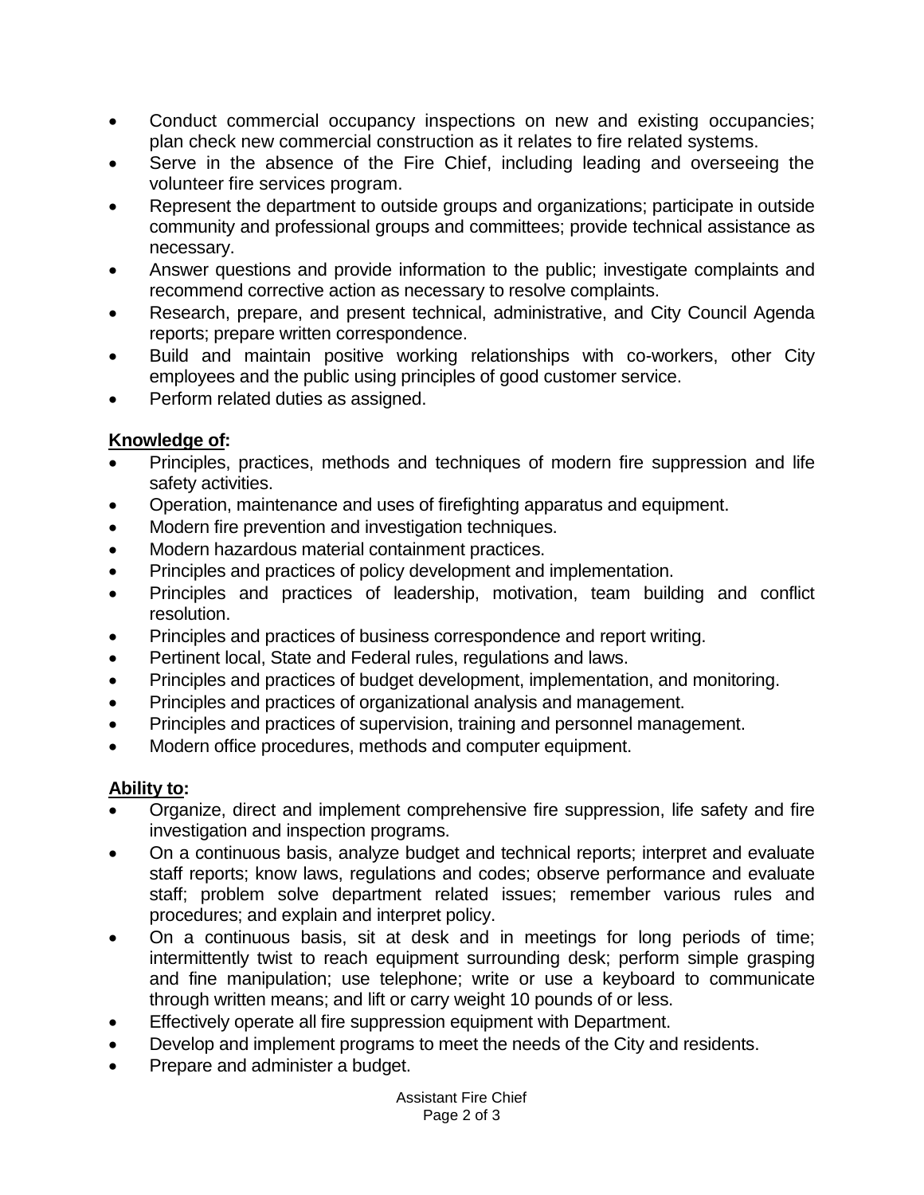- Conduct commercial occupancy inspections on new and existing occupancies; plan check new commercial construction as it relates to fire related systems.
- Serve in the absence of the Fire Chief, including leading and overseeing the volunteer fire services program.
- Represent the department to outside groups and organizations; participate in outside community and professional groups and committees; provide technical assistance as necessary.
- Answer questions and provide information to the public; investigate complaints and recommend corrective action as necessary to resolve complaints.
- Research, prepare, and present technical, administrative, and City Council Agenda reports; prepare written correspondence.
- Build and maintain positive working relationships with co-workers, other City employees and the public using principles of good customer service.
- Perform related duties as assigned.

**Knowledge of:**

- Principles, practices, methods and techniques of modern fire suppression and life safety activities.
- Operation, maintenance and uses of firefighting apparatus and equipment.
- Modern fire prevention and investigation techniques.
- Modern hazardous material containment practices.
- Principles and practices of policy development and implementation.
- Principles and practices of leadership, motivation, team building and conflict resolution.
- Principles and practices of business correspondence and report writing.
- Pertinent local, State and Federal rules, regulations and laws.
- Principles and practices of budget development, implementation, and monitoring.
- Principles and practices of organizational analysis and management.
- Principles and practices of supervision, training and personnel management.
- Modern office procedures, methods and computer equipment.

**Ability to:**

- Organize, direct and implement comprehensive fire suppression, life safety and fire investigation and inspection programs.
- On a continuous basis, analyze budget and technical reports; interpret and evaluate staff reports; know laws, regulations and codes; observe performance and evaluate staff; problem solve department related issues; remember various rules and procedures; and explain and interpret policy.
- On a continuous basis, sit at desk and in meetings for long periods of time; intermittently twist to reach equipment surrounding desk; perform simple grasping and fine manipulation; use telephone; write or use a keyboard to communicate through written means; and lift or carry weight 10 pounds of or less.
- Effectively operate all fire suppression equipment with Department.
- Develop and implement programs to meet the needs of the City and residents.
- Prepare and administer a budget.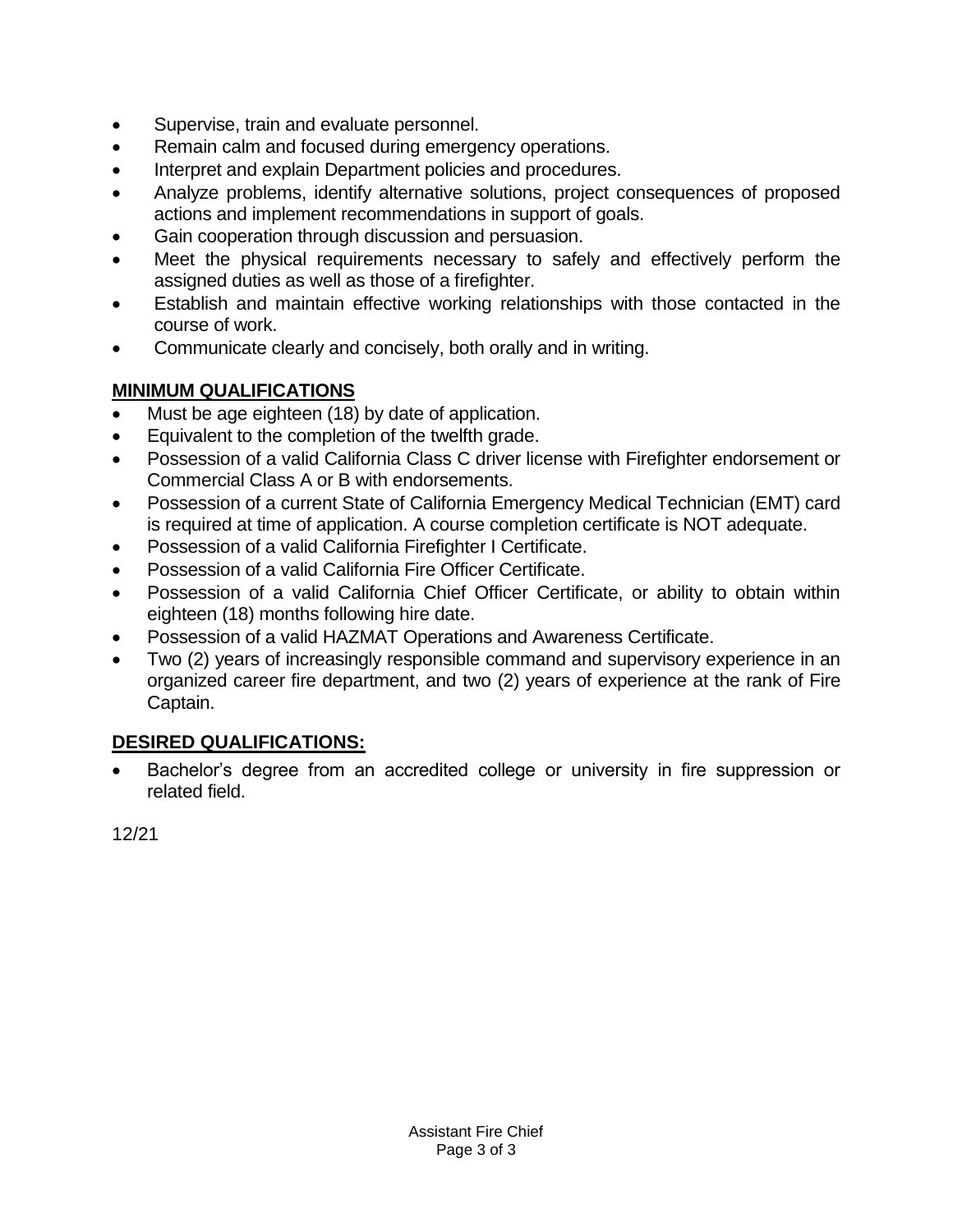- Supervise, train and evaluate personnel.
- Remain calm and focused during emergency operations.
- Interpret and explain Department policies and procedures.
- Analyze problems, identify alternative solutions, project consequences of proposed actions and implement recommendations in support of goals.
- Gain cooperation through discussion and persuasion.
- Meet the physical requirements necessary to safely and effectively perform the assigned duties as well as those of a firefighter.
- Establish and maintain effective working relationships with those contacted in the course of work.
- Communicate clearly and concisely, both orally and in writing.

## MINIMUM QUALIFICATIONS

- Must be age eighteen (18) by date of application.
- Equivalent to the completion of the twelfth grade.
- Possession of a valid California Class C driver license with Firefighter endorsement or Commercial Class A or B with endorsements.
- Possession of a current State of California Emergency Medical Technician (EMT) card is required at time of application. A course completion certificate is NOT adequate.
- Possession of a valid California Firefighter I Certificate.
- Possession of a valid California Fire Officer Certificate.
- Possession of a valid California Chief Officer Certificate, or ability to obtain within eighteen (18) months following hire date.
- Possession of a valid HAZMAT Operations and Awareness Certificate.
- Two (2) years of increasingly responsible command and supervisory experience in an organized career fire department, and two (2) years of experience at the rank of Fire Captain.

## DESIRED QUALIFICATIONS:

- Bachelor's degree from an accredited college or university in fire suppression or related field.

12/21